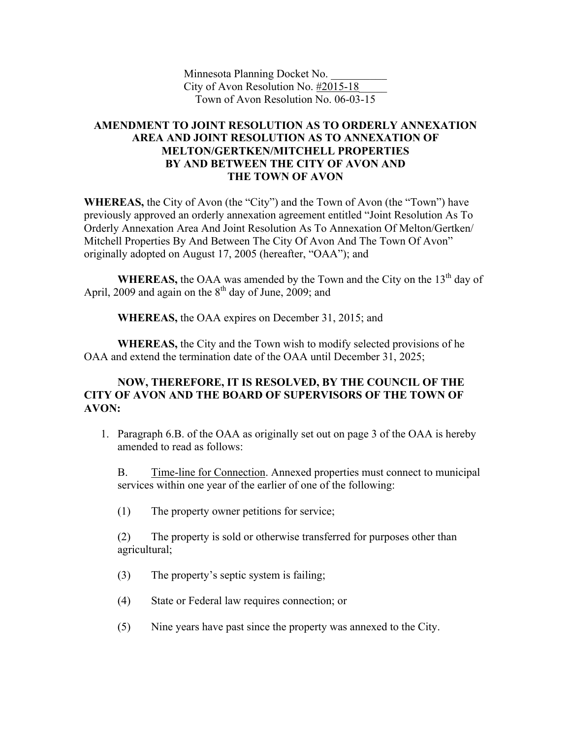Minnesota Planning Docket No. __________
City of Avon Resolution No. #2015-18_____
Town of Avon Resolution No. 06-03-15

**AMENDMENT TO JOINT RESOLUTION AS TO ORDERLY ANNEXATION AREA AND JOINT RESOLUTION AS TO ANNEXATION OF MELTON/GERTKEN/MITCHELL PROPERTIES BY AND BETWEEN THE CITY OF AVON AND THE TOWN OF AVON**

**WHEREAS,** the City of Avon (the "City") and the Town of Avon (the "Town") have previously approved an orderly annexation agreement entitled "Joint Resolution As To Orderly Annexation Area And Joint Resolution As To Annexation Of Melton/Gertken/ Mitchell Properties By And Between The City Of Avon And The Town Of Avon" originally adopted on August 17, 2005 (hereafter, "OAA"); and

**WHEREAS,** the OAA was amended by the Town and the City on the 13th day of April, 2009 and again on the 8th day of June, 2009; and

**WHEREAS,** the OAA expires on December 31, 2015; and

**WHEREAS,** the City and the Town wish to modify selected provisions of he OAA and extend the termination date of the OAA until December 31, 2025;

**NOW, THEREFORE, IT IS RESOLVED, BY THE COUNCIL OF THE CITY OF AVON AND THE BOARD OF SUPERVISORS OF THE TOWN OF AVON:**

1. Paragraph 6.B. of the OAA as originally set out on page 3 of the OAA is hereby amended to read as follows:

   B. Time-line for Connection. Annexed properties must connect to municipal services within one year of the earlier of one of the following:

   (1) The property owner petitions for service;

   (2) The property is sold or otherwise transferred for purposes other than agricultural;

   (3) The property's septic system is failing;

   (4) State or Federal law requires connection; or

   (5) Nine years have past since the property was annexed to the City.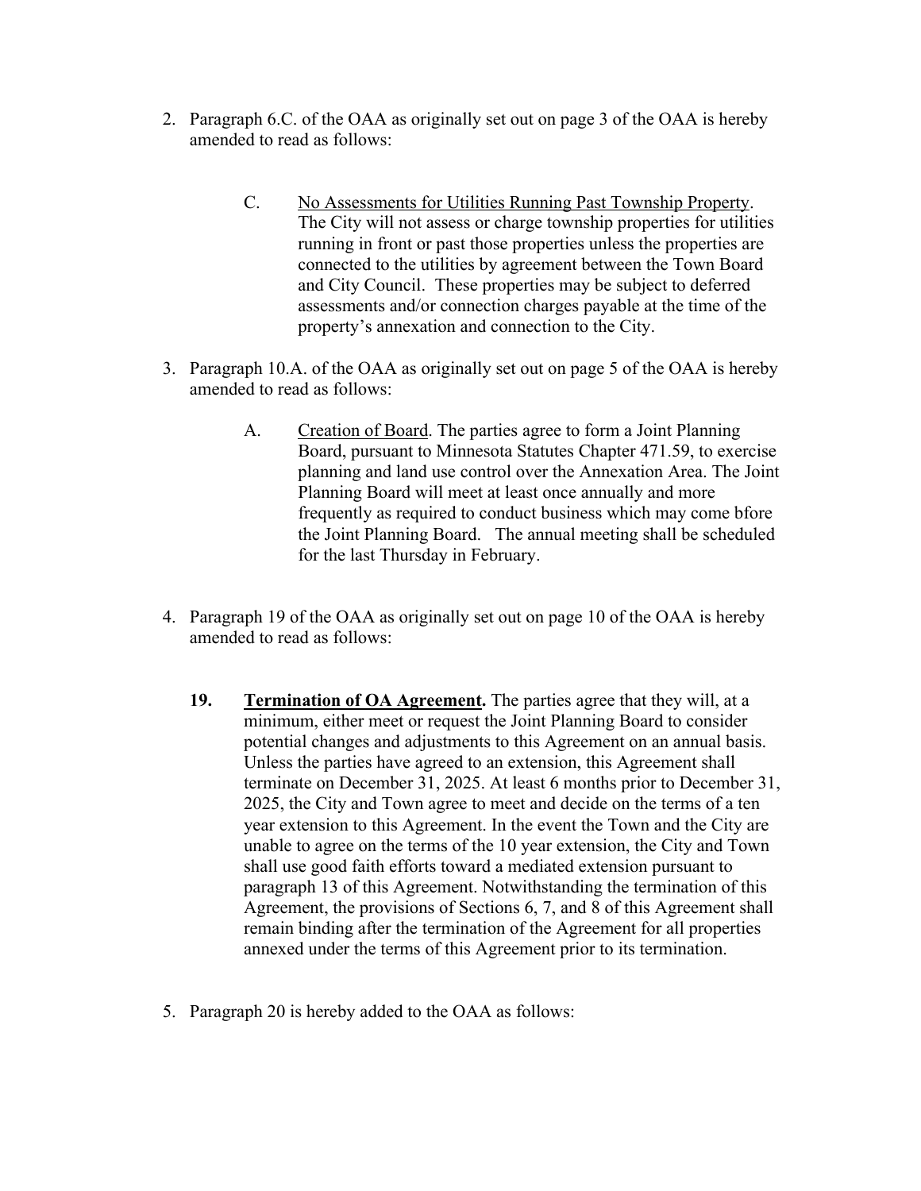2. Paragraph 6.C. of the OAA as originally set out on page 3 of the OAA is hereby amended to read as follows:

   C. <u>No Assessments for Utilities Running Past Township Property</u>. The City will not assess or charge township properties for utilities running in front or past those properties unless the properties are connected to the utilities by agreement between the Town Board and City Council. These properties may be subject to deferred assessments and/or connection charges payable at the time of the property's annexation and connection to the City.

3. Paragraph 10.A. of the OAA as originally set out on page 5 of the OAA is hereby amended to read as follows:

   A. <u>Creation of Board</u>. The parties agree to form a Joint Planning Board, pursuant to Minnesota Statutes Chapter 471.59, to exercise planning and land use control over the Annexation Area. The Joint Planning Board will meet at least once annually and more frequently as required to conduct business which may come bfore the Joint Planning Board. The annual meeting shall be scheduled for the last Thursday in February.

4. Paragraph 19 of the OAA as originally set out on page 10 of the OAA is hereby amended to read as follows:

   **19. <u>Termination of OA Agreement</u>.** The parties agree that they will, at a minimum, either meet or request the Joint Planning Board to consider potential changes and adjustments to this Agreement on an annual basis. Unless the parties have agreed to an extension, this Agreement shall terminate on December 31, 2025. At least 6 months prior to December 31, 2025, the City and Town agree to meet and decide on the terms of a ten year extension to this Agreement. In the event the Town and the City are unable to agree on the terms of the 10 year extension, the City and Town shall use good faith efforts toward a mediated extension pursuant to paragraph 13 of this Agreement. Notwithstanding the termination of this Agreement, the provisions of Sections 6, 7, and 8 of this Agreement shall remain binding after the termination of the Agreement for all properties annexed under the terms of this Agreement prior to its termination.

5. Paragraph 20 is hereby added to the OAA as follows: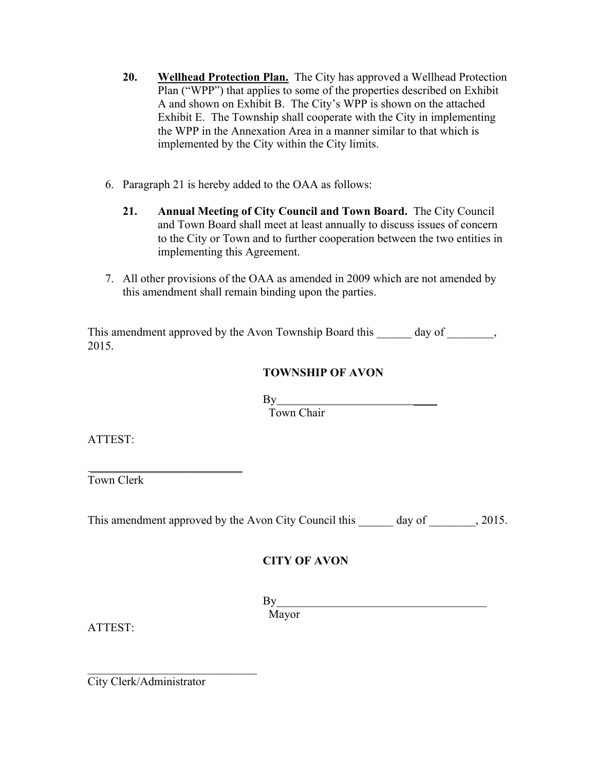20. **Wellhead Protection Plan.** The City has approved a Wellhead Protection Plan ("WPP") that applies to some of the properties described on Exhibit A and shown on Exhibit B. The City's WPP is shown on the attached Exhibit E. The Township shall cooperate with the City in implementing the WPP in the Annexation Area in a manner similar to that which is implemented by the City within the City limits.

6. Paragraph 21 is hereby added to the OAA as follows:

    21. **Annual Meeting of City Council and Town Board.** The City Council and Town Board shall meet at least annually to discuss issues of concern to the City or Town and to further cooperation between the two entities in implementing this Agreement.

7. All other provisions of the OAA as amended in 2009 which are not amended by this amendment shall remain binding upon the parties.

This amendment approved by the Avon Township Board this ______ day of ________, 2015.

**TOWNSHIP OF AVON**

By____________________________
Town Chair

ATTEST:

____________________________
Town Clerk

This amendment approved by the Avon City Council this ______ day of ________, 2015.

**CITY OF AVON**

By_____________________________________
Mayor

ATTEST:

______________________________
City Clerk/Administrator